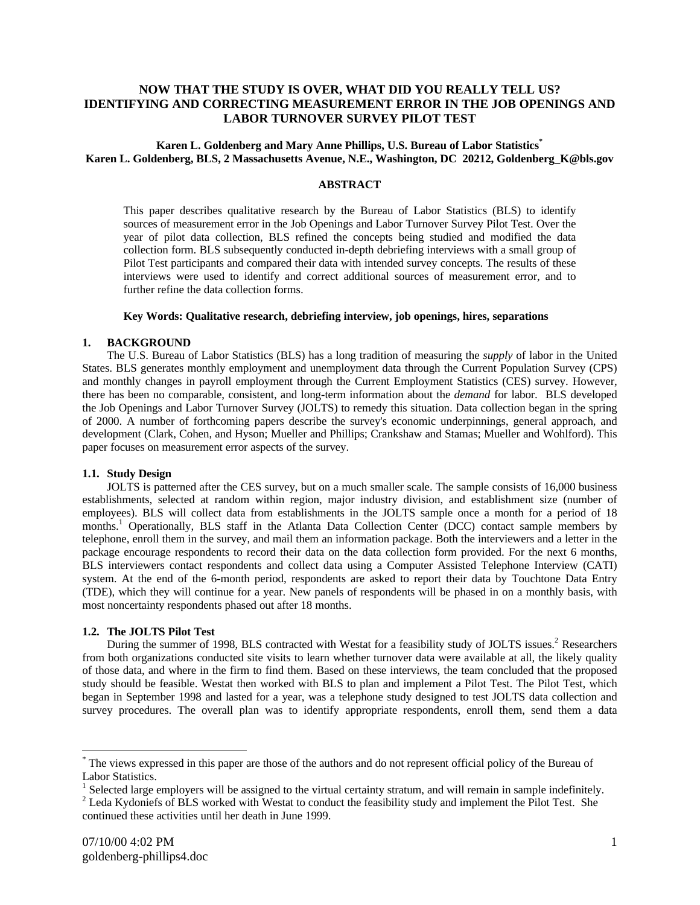# NOW THAT THE STUDY IS OVER, WHAT DID YOU REALLY TELL US? IDENTIFYING AND CORRECTING MEASUREMENT ERROR IN THE JOB OPENINGS AND LABOR TURNOVER SURVEY PILOT TEST

**Karen L. Goldenberg and Mary Anne Phillips, U.S. Bureau of Labor Statistics[*]**
**Karen L. Goldenberg, BLS, 2 Massachusetts Avenue, N.E., Washington, DC 20212, Goldenberg_K@bls.gov**

## ABSTRACT

This paper describes qualitative research by the Bureau of Labor Statistics (BLS) to identify sources of measurement error in the Job Openings and Labor Turnover Survey Pilot Test. Over the year of pilot data collection, BLS refined the concepts being studied and modified the data collection form. BLS subsequently conducted in-depth debriefing interviews with a small group of Pilot Test participants and compared their data with intended survey concepts. The results of these interviews were used to identify and correct additional sources of measurement error, and to further refine the data collection forms.

**Key Words: Qualitative research, debriefing interview, job openings, hires, separations**

## 1. BACKGROUND

The U.S. Bureau of Labor Statistics (BLS) has a long tradition of measuring the *supply* of labor in the United States. BLS generates monthly employment and unemployment data through the Current Population Survey (CPS) and monthly changes in payroll employment through the Current Employment Statistics (CES) survey. However, there has been no comparable, consistent, and long-term information about the *demand* for labor. BLS developed the Job Openings and Labor Turnover Survey (JOLTS) to remedy this situation. Data collection began in the spring of 2000. A number of forthcoming papers describe the survey's economic underpinnings, general approach, and development (Clark, Cohen, and Hyson; Mueller and Phillips; Crankshaw and Stamas; Mueller and Wohlford). This paper focuses on measurement error aspects of the survey.

### 1.1. Study Design

JOLTS is patterned after the CES survey, but on a much smaller scale. The sample consists of 16,000 business establishments, selected at random within region, major industry division, and establishment size (number of employees). BLS will collect data from establishments in the JOLTS sample once a month for a period of 18 months.[1] Operationally, BLS staff in the Atlanta Data Collection Center (DCC) contact sample members by telephone, enroll them in the survey, and mail them an information package. Both the interviewers and a letter in the package encourage respondents to record their data on the data collection form provided. For the next 6 months, BLS interviewers contact respondents and collect data using a Computer Assisted Telephone Interview (CATI) system. At the end of the 6-month period, respondents are asked to report their data by Touchtone Data Entry (TDE), which they will continue for a year. New panels of respondents will be phased in on a monthly basis, with most noncertainty respondents phased out after 18 months.

### 1.2. The JOLTS Pilot Test

During the summer of 1998, BLS contracted with Westat for a feasibility study of JOLTS issues.[2] Researchers from both organizations conducted site visits to learn whether turnover data were available at all, the likely quality of those data, and where in the firm to find them. Based on these interviews, the team concluded that the proposed study should be feasible. Westat then worked with BLS to plan and implement a Pilot Test. The Pilot Test, which began in September 1998 and lasted for a year, was a telephone study designed to test JOLTS data collection and survey procedures. The overall plan was to identify appropriate respondents, enroll them, send them a data

---

[*] The views expressed in this paper are those of the authors and do not represent official policy of the Bureau of Labor Statistics.

[1] Selected large employers will be assigned to the virtual certainty stratum, and will remain in sample indefinitely.

[2] Leda Kydoniefs of BLS worked with Westat to conduct the feasibility study and implement the Pilot Test. She continued these activities until her death in June 1999.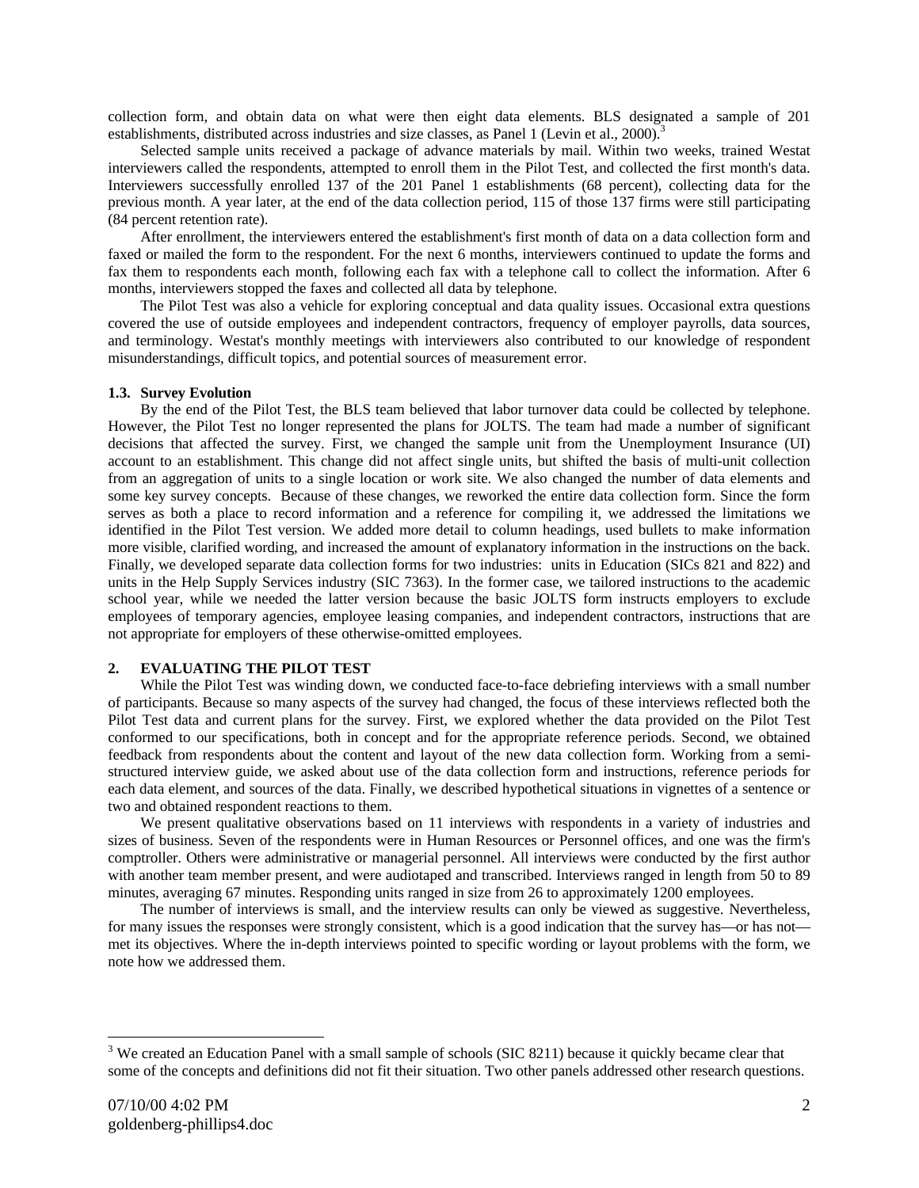collection form, and obtain data on what were then eight data elements. BLS designated a sample of 201 establishments, distributed across industries and size classes, as Panel 1 (Levin et al., 2000).[3]

Selected sample units received a package of advance materials by mail. Within two weeks, trained Westat interviewers called the respondents, attempted to enroll them in the Pilot Test, and collected the first month's data. Interviewers successfully enrolled 137 of the 201 Panel 1 establishments (68 percent), collecting data for the previous month. A year later, at the end of the data collection period, 115 of those 137 firms were still participating (84 percent retention rate).

After enrollment, the interviewers entered the establishment's first month of data on a data collection form and faxed or mailed the form to the respondent. For the next 6 months, interviewers continued to update the forms and fax them to respondents each month, following each fax with a telephone call to collect the information. After 6 months, interviewers stopped the faxes and collected all data by telephone.

The Pilot Test was also a vehicle for exploring conceptual and data quality issues. Occasional extra questions covered the use of outside employees and independent contractors, frequency of employer payrolls, data sources, and terminology. Westat's monthly meetings with interviewers also contributed to our knowledge of respondent misunderstandings, difficult topics, and potential sources of measurement error.

### 1.3. Survey Evolution

By the end of the Pilot Test, the BLS team believed that labor turnover data could be collected by telephone. However, the Pilot Test no longer represented the plans for JOLTS. The team had made a number of significant decisions that affected the survey. First, we changed the sample unit from the Unemployment Insurance (UI) account to an establishment. This change did not affect single units, but shifted the basis of multi-unit collection from an aggregation of units to a single location or work site. We also changed the number of data elements and some key survey concepts. Because of these changes, we reworked the entire data collection form. Since the form serves as both a place to record information and a reference for compiling it, we addressed the limitations we identified in the Pilot Test version. We added more detail to column headings, used bullets to make information more visible, clarified wording, and increased the amount of explanatory information in the instructions on the back. Finally, we developed separate data collection forms for two industries: units in Education (SICs 821 and 822) and units in the Help Supply Services industry (SIC 7363). In the former case, we tailored instructions to the academic school year, while we needed the latter version because the basic JOLTS form instructs employers to exclude employees of temporary agencies, employee leasing companies, and independent contractors, instructions that are not appropriate for employers of these otherwise-omitted employees.

## 2. EVALUATING THE PILOT TEST

While the Pilot Test was winding down, we conducted face-to-face debriefing interviews with a small number of participants. Because so many aspects of the survey had changed, the focus of these interviews reflected both the Pilot Test data and current plans for the survey. First, we explored whether the data provided on the Pilot Test conformed to our specifications, both in concept and for the appropriate reference periods. Second, we obtained feedback from respondents about the content and layout of the new data collection form. Working from a semi-structured interview guide, we asked about use of the data collection form and instructions, reference periods for each data element, and sources of the data. Finally, we described hypothetical situations in vignettes of a sentence or two and obtained respondent reactions to them.

We present qualitative observations based on 11 interviews with respondents in a variety of industries and sizes of business. Seven of the respondents were in Human Resources or Personnel offices, and one was the firm's comptroller. Others were administrative or managerial personnel. All interviews were conducted by the first author with another team member present, and were audiotaped and transcribed. Interviews ranged in length from 50 to 89 minutes, averaging 67 minutes. Responding units ranged in size from 26 to approximately 1200 employees.

The number of interviews is small, and the interview results can only be viewed as suggestive. Nevertheless, for many issues the responses were strongly consistent, which is a good indication that the survey has—or has not—met its objectives. Where the in-depth interviews pointed to specific wording or layout problems with the form, we note how we addressed them.

---

[3] We created an Education Panel with a small sample of schools (SIC 8211) because it quickly became clear that some of the concepts and definitions did not fit their situation. Two other panels addressed other research questions.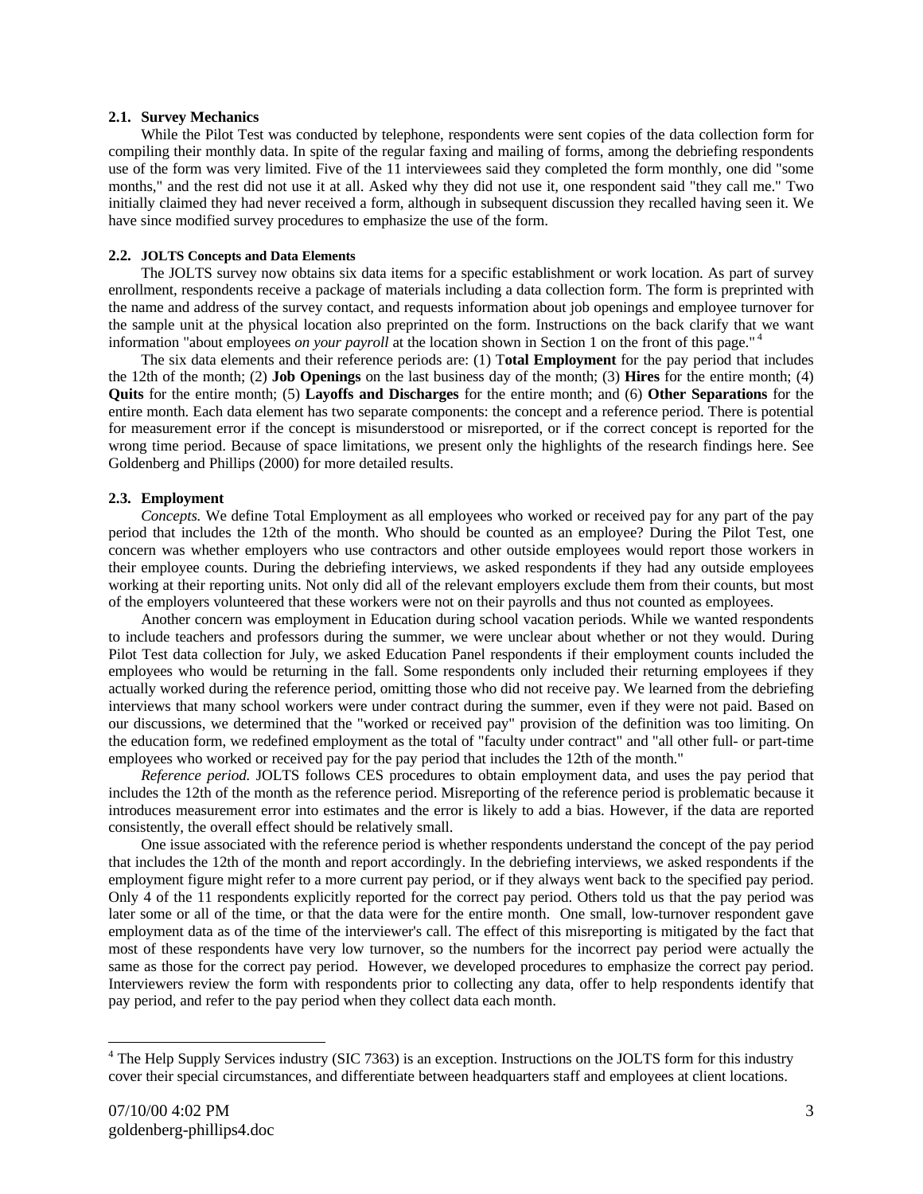### 2.1. Survey Mechanics

While the Pilot Test was conducted by telephone, respondents were sent copies of the data collection form for compiling their monthly data. In spite of the regular faxing and mailing of forms, among the debriefing respondents use of the form was very limited. Five of the 11 interviewees said they completed the form monthly, one did "some months," and the rest did not use it at all. Asked why they did not use it, one respondent said "they call me." Two initially claimed they had never received a form, although in subsequent discussion they recalled having seen it. We have since modified survey procedures to emphasize the use of the form.

### 2.2. JOLTS Concepts and Data Elements

The JOLTS survey now obtains six data items for a specific establishment or work location. As part of survey enrollment, respondents receive a package of materials including a data collection form. The form is preprinted with the name and address of the survey contact, and requests information about job openings and employee turnover for the sample unit at the physical location also preprinted on the form. Instructions on the back clarify that we want information "about employees *on your payroll* at the location shown in Section 1 on the front of this page." [4]

The six data elements and their reference periods are: (1) **Total Employment** for the pay period that includes the 12th of the month; (2) **Job Openings** on the last business day of the month; (3) **Hires** for the entire month; (4) **Quits** for the entire month; (5) **Layoffs and Discharges** for the entire month; and (6) **Other Separations** for the entire month. Each data element has two separate components: the concept and a reference period. There is potential for measurement error if the concept is misunderstood or misreported, or if the correct concept is reported for the wrong time period. Because of space limitations, we present only the highlights of the research findings here. See Goldenberg and Phillips (2000) for more detailed results.

### 2.3. Employment

*Concepts.* We define Total Employment as all employees who worked or received pay for any part of the pay period that includes the 12th of the month. Who should be counted as an employee? During the Pilot Test, one concern was whether employers who use contractors and other outside employees would report those workers in their employee counts. During the debriefing interviews, we asked respondents if they had any outside employees working at their reporting units. Not only did all of the relevant employers exclude them from their counts, but most of the employers volunteered that these workers were not on their payrolls and thus not counted as employees.

Another concern was employment in Education during school vacation periods. While we wanted respondents to include teachers and professors during the summer, we were unclear about whether or not they would. During Pilot Test data collection for July, we asked Education Panel respondents if their employment counts included the employees who would be returning in the fall. Some respondents only included their returning employees if they actually worked during the reference period, omitting those who did not receive pay. We learned from the debriefing interviews that many school workers were under contract during the summer, even if they were not paid. Based on our discussions, we determined that the "worked or received pay" provision of the definition was too limiting. On the education form, we redefined employment as the total of "faculty under contract" and "all other full- or part-time employees who worked or received pay for the pay period that includes the 12th of the month."

*Reference period.* JOLTS follows CES procedures to obtain employment data, and uses the pay period that includes the 12th of the month as the reference period. Misreporting of the reference period is problematic because it introduces measurement error into estimates and the error is likely to add a bias. However, if the data are reported consistently, the overall effect should be relatively small.

One issue associated with the reference period is whether respondents understand the concept of the pay period that includes the 12th of the month and report accordingly. In the debriefing interviews, we asked respondents if the employment figure might refer to a more current pay period, or if they always went back to the specified pay period. Only 4 of the 11 respondents explicitly reported for the correct pay period. Others told us that the pay period was later some or all of the time, or that the data were for the entire month. One small, low-turnover respondent gave employment data as of the time of the interviewer's call. The effect of this misreporting is mitigated by the fact that most of these respondents have very low turnover, so the numbers for the incorrect pay period were actually the same as those for the correct pay period. However, we developed procedures to emphasize the correct pay period. Interviewers review the form with respondents prior to collecting any data, offer to help respondents identify that pay period, and refer to the pay period when they collect data each month.

---

[4] The Help Supply Services industry (SIC 7363) is an exception. Instructions on the JOLTS form for this industry cover their special circumstances, and differentiate between headquarters staff and employees at client locations.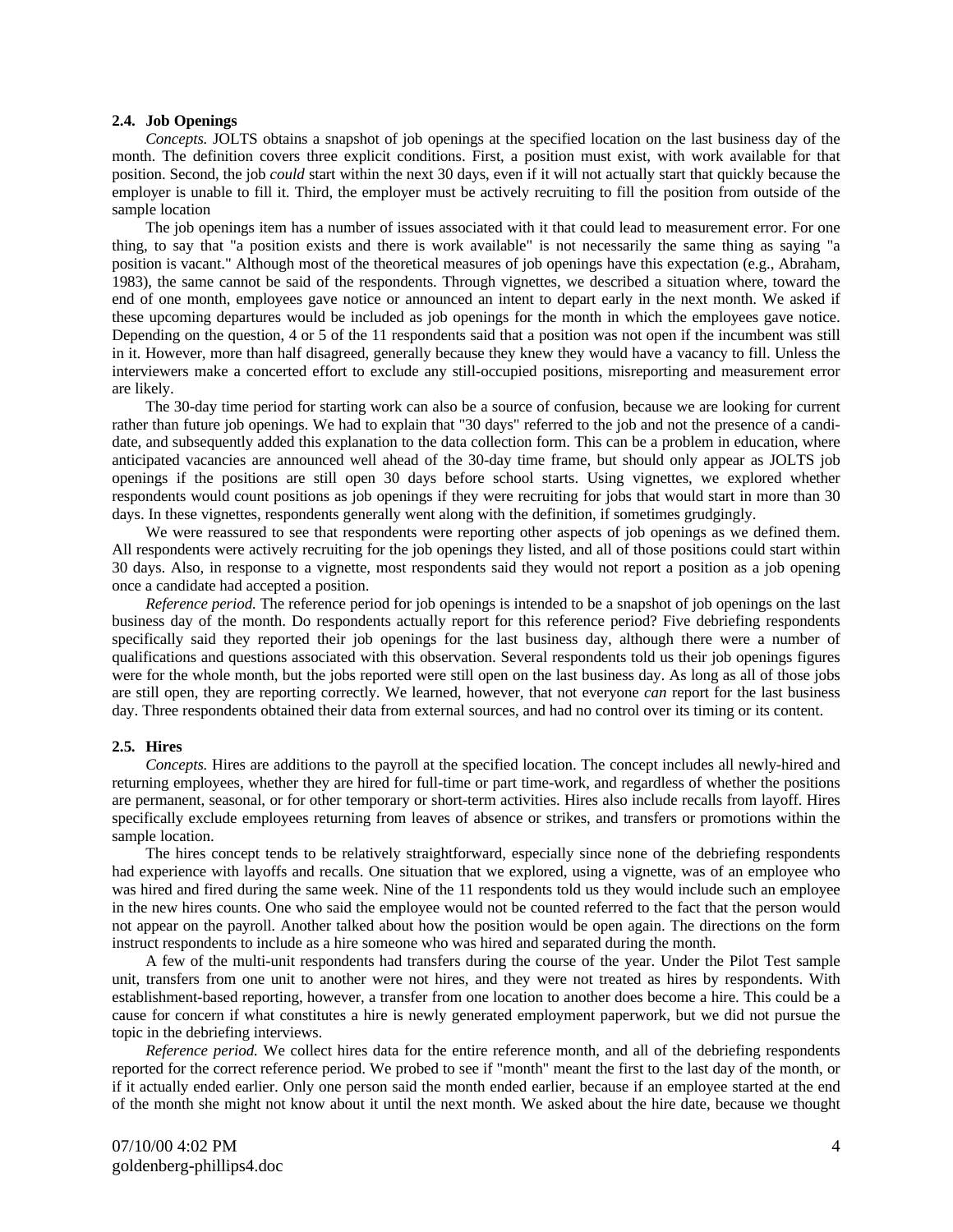### 2.4. Job Openings

*Concepts.* JOLTS obtains a snapshot of job openings at the specified location on the last business day of the month. The definition covers three explicit conditions. First, a position must exist, with work available for that position. Second, the job *could* start within the next 30 days, even if it will not actually start that quickly because the employer is unable to fill it. Third, the employer must be actively recruiting to fill the position from outside of the sample location

The job openings item has a number of issues associated with it that could lead to measurement error. For one thing, to say that "a position exists and there is work available" is not necessarily the same thing as saying "a position is vacant." Although most of the theoretical measures of job openings have this expectation (e.g., Abraham, 1983), the same cannot be said of the respondents. Through vignettes, we described a situation where, toward the end of one month, employees gave notice or announced an intent to depart early in the next month. We asked if these upcoming departures would be included as job openings for the month in which the employees gave notice. Depending on the question, 4 or 5 of the 11 respondents said that a position was not open if the incumbent was still in it. However, more than half disagreed, generally because they knew they would have a vacancy to fill. Unless the interviewers make a concerted effort to exclude any still-occupied positions, misreporting and measurement error are likely.

The 30-day time period for starting work can also be a source of confusion, because we are looking for current rather than future job openings. We had to explain that "30 days" referred to the job and not the presence of a candidate, and subsequently added this explanation to the data collection form. This can be a problem in education, where anticipated vacancies are announced well ahead of the 30-day time frame, but should only appear as JOLTS job openings if the positions are still open 30 days before school starts. Using vignettes, we explored whether respondents would count positions as job openings if they were recruiting for jobs that would start in more than 30 days. In these vignettes, respondents generally went along with the definition, if sometimes grudgingly.

We were reassured to see that respondents were reporting other aspects of job openings as we defined them. All respondents were actively recruiting for the job openings they listed, and all of those positions could start within 30 days. Also, in response to a vignette, most respondents said they would not report a position as a job opening once a candidate had accepted a position.

*Reference period.* The reference period for job openings is intended to be a snapshot of job openings on the last business day of the month. Do respondents actually report for this reference period? Five debriefing respondents specifically said they reported their job openings for the last business day, although there were a number of qualifications and questions associated with this observation. Several respondents told us their job openings figures were for the whole month, but the jobs reported were still open on the last business day. As long as all of those jobs are still open, they are reporting correctly. We learned, however, that not everyone *can* report for the last business day. Three respondents obtained their data from external sources, and had no control over its timing or its content.

### 2.5. Hires

*Concepts.* Hires are additions to the payroll at the specified location. The concept includes all newly-hired and returning employees, whether they are hired for full-time or part time-work, and regardless of whether the positions are permanent, seasonal, or for other temporary or short-term activities. Hires also include recalls from layoff. Hires specifically exclude employees returning from leaves of absence or strikes, and transfers or promotions within the sample location.

The hires concept tends to be relatively straightforward, especially since none of the debriefing respondents had experience with layoffs and recalls. One situation that we explored, using a vignette, was of an employee who was hired and fired during the same week. Nine of the 11 respondents told us they would include such an employee in the new hires counts. One who said the employee would not be counted referred to the fact that the person would not appear on the payroll. Another talked about how the position would be open again. The directions on the form instruct respondents to include as a hire someone who was hired and separated during the month.

A few of the multi-unit respondents had transfers during the course of the year. Under the Pilot Test sample unit, transfers from one unit to another were not hires, and they were not treated as hires by respondents. With establishment-based reporting, however, a transfer from one location to another does become a hire. This could be a cause for concern if what constitutes a hire is newly generated employment paperwork, but we did not pursue the topic in the debriefing interviews.

*Reference period.* We collect hires data for the entire reference month, and all of the debriefing respondents reported for the correct reference period. We probed to see if "month" meant the first to the last day of the month, or if it actually ended earlier. Only one person said the month ended earlier, because if an employee started at the end of the month she might not know about it until the next month. We asked about the hire date, because we thought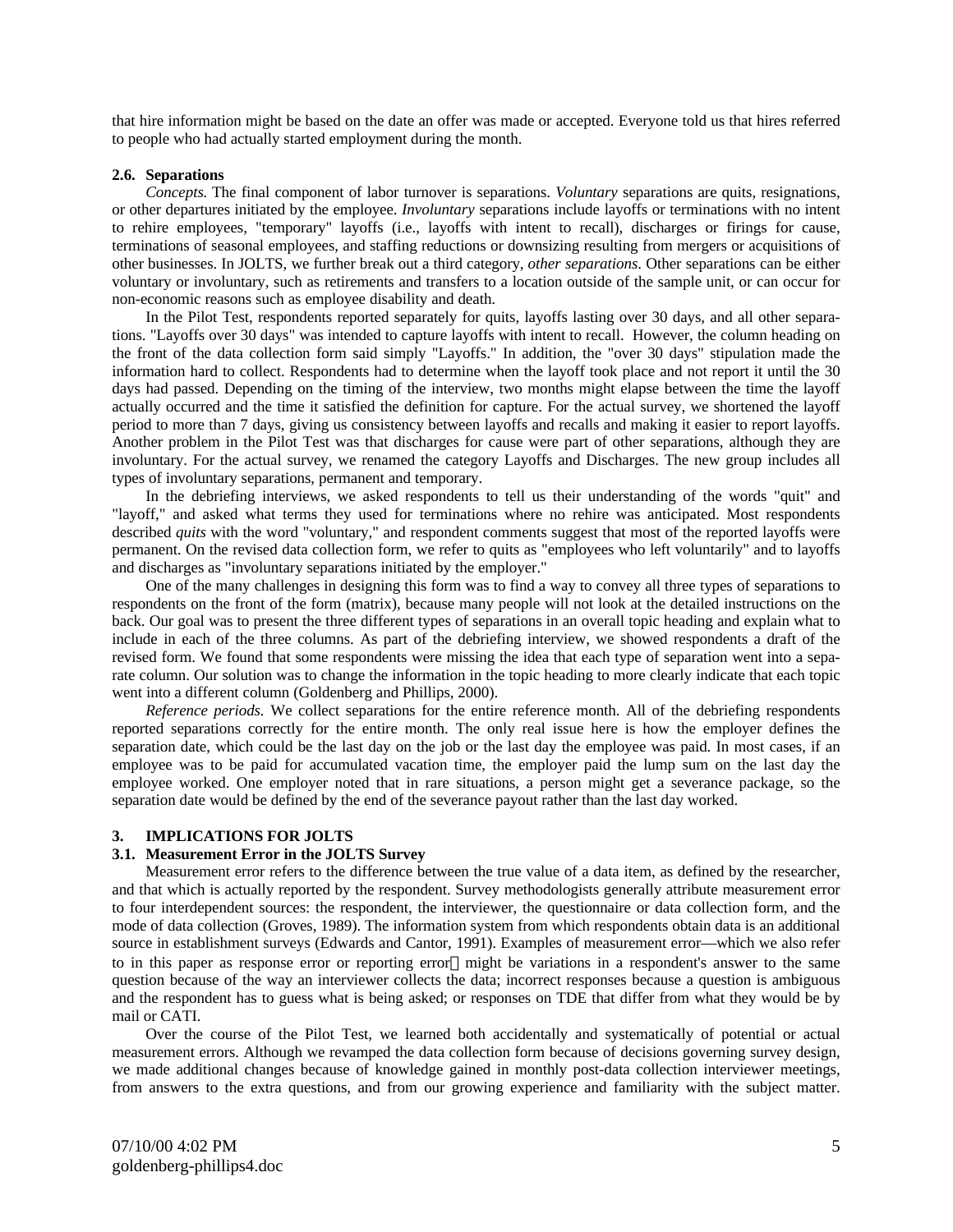that hire information might be based on the date an offer was made or accepted. Everyone told us that hires referred to people who had actually started employment during the month.

### 2.6. Separations

*Concepts.* The final component of labor turnover is separations. *Voluntary* separations are quits, resignations, or other departures initiated by the employee. *Involuntary* separations include layoffs or terminations with no intent to rehire employees, "temporary" layoffs (i.e., layoffs with intent to recall), discharges or firings for cause, terminations of seasonal employees, and staffing reductions or downsizing resulting from mergers or acquisitions of other businesses. In JOLTS, we further break out a third category, *other separations*. Other separations can be either voluntary or involuntary, such as retirements and transfers to a location outside of the sample unit, or can occur for non-economic reasons such as employee disability and death.

In the Pilot Test, respondents reported separately for quits, layoffs lasting over 30 days, and all other separations. "Layoffs over 30 days" was intended to capture layoffs with intent to recall. However, the column heading on the front of the data collection form said simply "Layoffs." In addition, the "over 30 days" stipulation made the information hard to collect. Respondents had to determine when the layoff took place and not report it until the 30 days had passed. Depending on the timing of the interview, two months might elapse between the time the layoff actually occurred and the time it satisfied the definition for capture. For the actual survey, we shortened the layoff period to more than 7 days, giving us consistency between layoffs and recalls and making it easier to report layoffs. Another problem in the Pilot Test was that discharges for cause were part of other separations, although they are involuntary. For the actual survey, we renamed the category Layoffs and Discharges. The new group includes all types of involuntary separations, permanent and temporary.

In the debriefing interviews, we asked respondents to tell us their understanding of the words "quit" and "layoff," and asked what terms they used for terminations where no rehire was anticipated. Most respondents described *quits* with the word "voluntary," and respondent comments suggest that most of the reported layoffs were permanent. On the revised data collection form, we refer to quits as "employees who left voluntarily" and to layoffs and discharges as "involuntary separations initiated by the employer."

One of the many challenges in designing this form was to find a way to convey all three types of separations to respondents on the front of the form (matrix), because many people will not look at the detailed instructions on the back. Our goal was to present the three different types of separations in an overall topic heading and explain what to include in each of the three columns. As part of the debriefing interview, we showed respondents a draft of the revised form. We found that some respondents were missing the idea that each type of separation went into a separate column. Our solution was to change the information in the topic heading to more clearly indicate that each topic went into a different column (Goldenberg and Phillips, 2000).

*Reference periods.* We collect separations for the entire reference month. All of the debriefing respondents reported separations correctly for the entire month. The only real issue here is how the employer defines the separation date, which could be the last day on the job or the last day the employee was paid. In most cases, if an employee was to be paid for accumulated vacation time, the employer paid the lump sum on the last day the employee worked. One employer noted that in rare situations, a person might get a severance package, so the separation date would be defined by the end of the severance payout rather than the last day worked.

## 3. IMPLICATIONS FOR JOLTS

### 3.1. Measurement Error in the JOLTS Survey

Measurement error refers to the difference between the true value of a data item, as defined by the researcher, and that which is actually reported by the respondent. Survey methodologists generally attribute measurement error to four interdependent sources: the respondent, the interviewer, the questionnaire or data collection form, and the mode of data collection (Groves, 1989). The information system from which respondents obtain data is an additional source in establishment surveys (Edwards and Cantor, 1991). Examples of measurement error—which we also refer to in this paper as response error or reporting error—might be variations in a respondent's answer to the same question because of the way an interviewer collects the data; incorrect responses because a question is ambiguous and the respondent has to guess what is being asked; or responses on TDE that differ from what they would be by mail or CATI.

Over the course of the Pilot Test, we learned both accidentally and systematically of potential or actual measurement errors. Although we revamped the data collection form because of decisions governing survey design, we made additional changes because of knowledge gained in monthly post-data collection interviewer meetings, from answers to the extra questions, and from our growing experience and familiarity with the subject matter.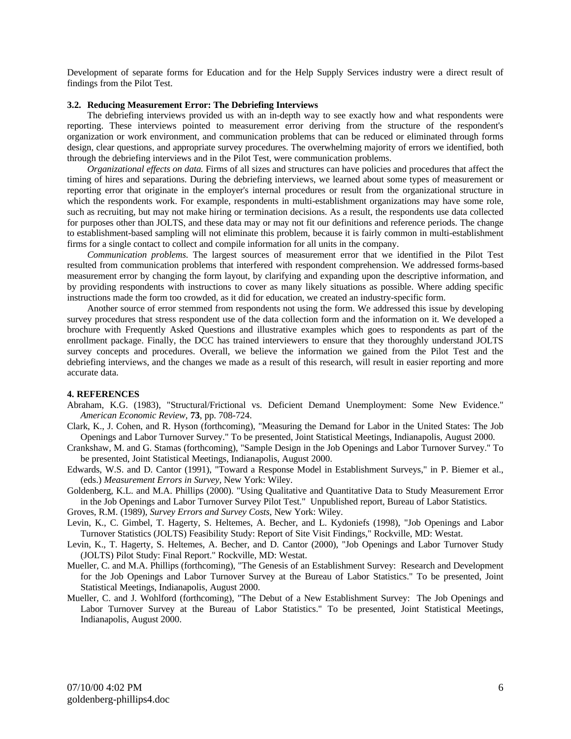Development of separate forms for Education and for the Help Supply Services industry were a direct result of findings from the Pilot Test.

### 3.2. Reducing Measurement Error: The Debriefing Interviews

The debriefing interviews provided us with an in-depth way to see exactly how and what respondents were reporting. These interviews pointed to measurement error deriving from the structure of the respondent's organization or work environment, and communication problems that can be reduced or eliminated through forms design, clear questions, and appropriate survey procedures. The overwhelming majority of errors we identified, both through the debriefing interviews and in the Pilot Test, were communication problems.

*Organizational effects on data.* Firms of all sizes and structures can have policies and procedures that affect the timing of hires and separations. During the debriefing interviews, we learned about some types of measurement or reporting error that originate in the employer's internal procedures or result from the organizational structure in which the respondents work. For example, respondents in multi-establishment organizations may have some role, such as recruiting, but may not make hiring or termination decisions. As a result, the respondents use data collected for purposes other than JOLTS, and these data may or may not fit our definitions and reference periods. The change to establishment-based sampling will not eliminate this problem, because it is fairly common in multi-establishment firms for a single contact to collect and compile information for all units in the company.

*Communication problems.* The largest sources of measurement error that we identified in the Pilot Test resulted from communication problems that interfered with respondent comprehension. We addressed forms-based measurement error by changing the form layout, by clarifying and expanding upon the descriptive information, and by providing respondents with instructions to cover as many likely situations as possible. Where adding specific instructions made the form too crowded, as it did for education, we created an industry-specific form.

Another source of error stemmed from respondents not using the form. We addressed this issue by developing survey procedures that stress respondent use of the data collection form and the information on it. We developed a brochure with Frequently Asked Questions and illustrative examples which goes to respondents as part of the enrollment package. Finally, the DCC has trained interviewers to ensure that they thoroughly understand JOLTS survey concepts and procedures. Overall, we believe the information we gained from the Pilot Test and the debriefing interviews, and the changes we made as a result of this research, will result in easier reporting and more accurate data.

## 4. REFERENCES

Abraham, K.G. (1983), "Structural/Frictional vs. Deficient Demand Unemployment: Some New Evidence." *American Economic Review*, **73**, pp. 708-724.

Clark, K., J. Cohen, and R. Hyson (forthcoming), "Measuring the Demand for Labor in the United States: The Job Openings and Labor Turnover Survey." To be presented, Joint Statistical Meetings, Indianapolis, August 2000.

Crankshaw, M. and G. Stamas (forthcoming), "Sample Design in the Job Openings and Labor Turnover Survey." To be presented, Joint Statistical Meetings, Indianapolis, August 2000.

Edwards, W.S. and D. Cantor (1991), "Toward a Response Model in Establishment Surveys," in P. Biemer et al., (eds.) *Measurement Errors in Survey*, New York: Wiley.

Goldenberg, K.L. and M.A. Phillips (2000). "Using Qualitative and Quantitative Data to Study Measurement Error in the Job Openings and Labor Turnover Survey Pilot Test." Unpublished report, Bureau of Labor Statistics.

Groves, R.M. (1989), *Survey Errors and Survey Costs*, New York: Wiley.

Levin, K., C. Gimbel, T. Hagerty, S. Heltemes, A. Becher, and L. Kydoniefs (1998), "Job Openings and Labor Turnover Statistics (JOLTS) Feasibility Study: Report of Site Visit Findings," Rockville, MD: Westat.

Levin, K., T. Hagerty, S. Heltemes, A. Becher, and D. Cantor (2000), "Job Openings and Labor Turnover Study (JOLTS) Pilot Study: Final Report." Rockville, MD: Westat.

Mueller, C. and M.A. Phillips (forthcoming), "The Genesis of an Establishment Survey: Research and Development for the Job Openings and Labor Turnover Survey at the Bureau of Labor Statistics." To be presented, Joint Statistical Meetings, Indianapolis, August 2000.

Mueller, C. and J. Wohlford (forthcoming), "The Debut of a New Establishment Survey: The Job Openings and Labor Turnover Survey at the Bureau of Labor Statistics." To be presented, Joint Statistical Meetings, Indianapolis, August 2000.